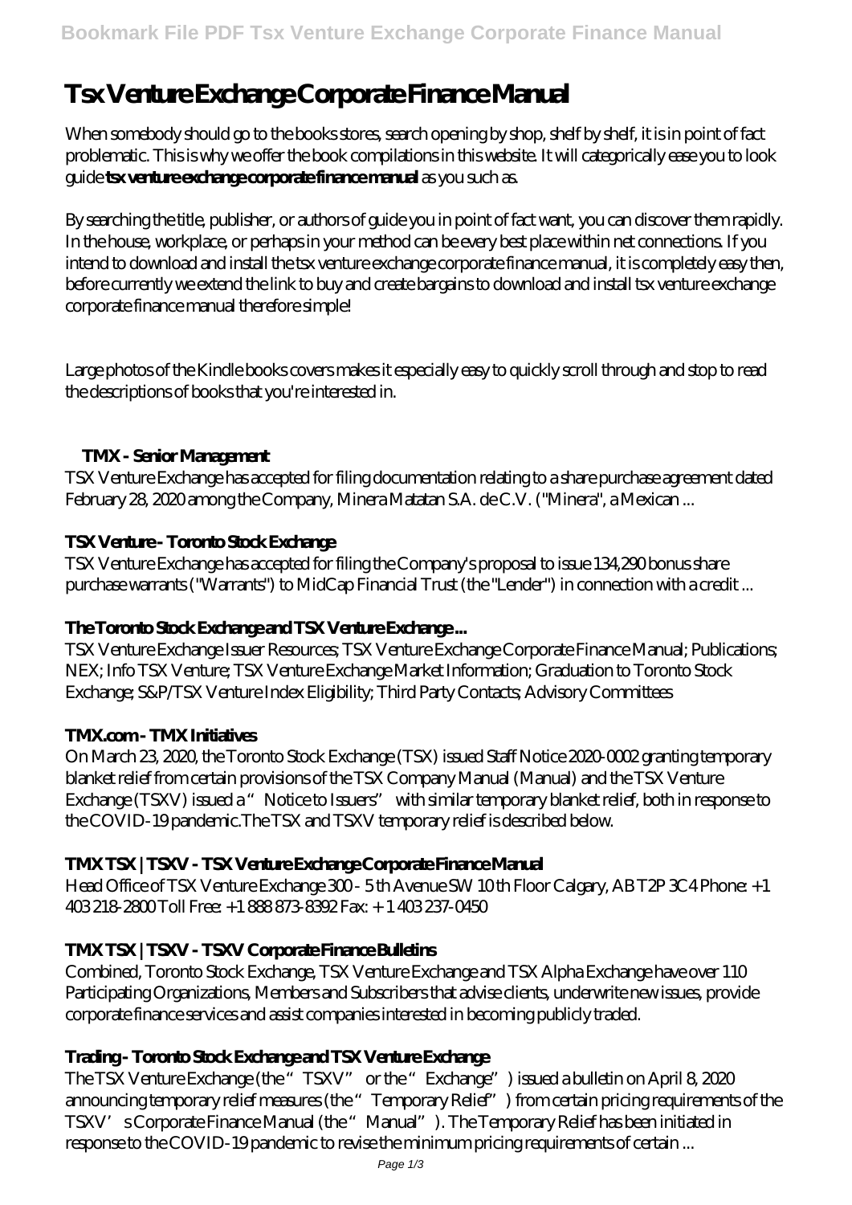# Tsx Venture Exchange Corporate Finance Manual

When somebody should go to the books stores, search opening by shop, shelf by shelf, it is in point of fact problematic. This is why we offer the book compilations in this website. It will categorically ease you to look guide **tsx venture exchange corporate finance manual** as you such as.

By searching the title, publisher, or authors of guide you in point of fact want, you can discover them rapidly. In the house, workplace, or perhaps in your method can be every best place within net connections. If you intend to download and install the tsx venture exchange corporate finance manual, it is completely easy then, before currently we extend the link to buy and create bargains to download and install tsx venture exchange corporate finance manual therefore simple!

Large photos of the Kindle books covers makes it especially easy to quickly scroll through and stop to read the descriptions of books that you're interested in.

### TMX - Senior Management

TSX Venture Exchange has accepted for filing documentation relating to a share purchase agreement dated February 28, 2020 among the Company, Minera Matatan S.A. de C.V. ("Minera", a Mexican ...

### TSX Venture - Toronto Stock Exchange

TSX Venture Exchange has accepted for filing the Company's proposal to issue 134,290 bonus share purchase warrants ("Warrants") to MidCap Financial Trust (the "Lender") in connection with a credit ...

### The Toronto Stock Exchange and TSX Venture Exchange ...

TSX Venture Exchange Issuer Resources; TSX Venture Exchange Corporate Finance Manual; Publications; NEX; Info TSX Venture; TSX Venture Exchange Market Information; Graduation to Toronto Stock Exchange; S&P/TSX Venture Index Eligibility; Third Party Contacts; Advisory Committees

### TMX.com - TMX Initiatives

On March 23, 2020, the Toronto Stock Exchange (TSX) issued Staff Notice 2020-0002 granting temporary blanket relief from certain provisions of the TSX Company Manual (Manual) and the TSX Venture Exchange (TSXV) issued a "Notice to Issuers" with similar temporary blanket relief, both in response to the COVID-19 pandemic.The TSX and TSXV temporary relief is described below.

### TMX TSX | TSXV - TSX Venture Exchange Corporate Finance Manual

Head Office of TSX Venture Exchange 300 - 5 th Avenue SW 10 th Floor Calgary, AB T2P 3C4 Phone: +1 403 218-2800 Toll Free: +1 888 873-8392 Fax: + 1 403 237-0450

### TMX TSX | TSXV - TSXV Corporate Finance Bulletins

Combined, Toronto Stock Exchange, TSX Venture Exchange and TSX Alpha Exchange have over 110 Participating Organizations, Members and Subscribers that advise clients, underwrite new issues, provide corporate finance services and assist companies interested in becoming publicly traded.

### Trading - Toronto Stock Exchange and TSX Venture Exchange

The TSX Venture Exchange (the "TSXV" or the "Exchange") issued a bulletin on April 8, 2020 announcing temporary relief measures (the "Temporary Relief") from certain pricing requirements of the TSXV's Corporate Finance Manual (the "Manual"). The Temporary Relief has been initiated in response to the COVID-19 pandemic to revise the minimum pricing requirements of certain ...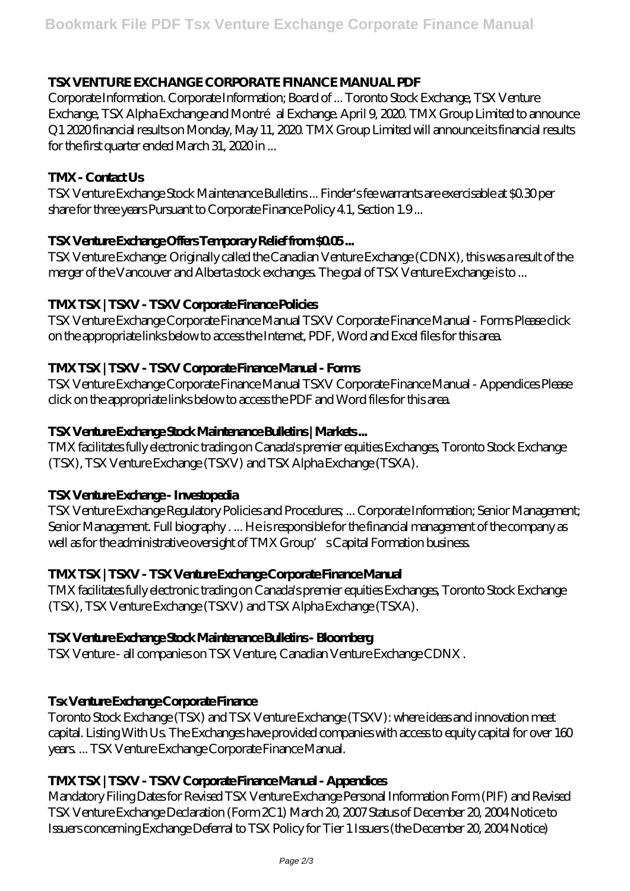### TSX VENTURE EXCHANGE CORPORATE FINANCE MANUAL PDF

Corporate Information. Corporate Information; Board of ... Toronto Stock Exchange, TSX Venture Exchange, TSX Alpha Exchange and Montréal Exchange. April 9, 2020. TMX Group Limited to announce Q1 2020 financial results on Monday, May 11, 2020. TMX Group Limited will announce its financial results for the first quarter ended March 31, 2020 in ...

### TMX - Contact Us

TSX Venture Exchange Stock Maintenance Bulletins ... Finder's fee warrants are exercisable at $0.30 per share for three years Pursuant to Corporate Finance Policy 4.1, Section 1.9 ...

### TSX Venture Exchange Offers Temporary Relief from $0.05 ...

TSX Venture Exchange: Originally called the Canadian Venture Exchange (CDNX), this was a result of the merger of the Vancouver and Alberta stock exchanges. The goal of TSX Venture Exchange is to ...

### TMX TSX | TSXV - TSXV Corporate Finance Policies

TSX Venture Exchange Corporate Finance Manual TSXV Corporate Finance Manual - Forms Please click on the appropriate links below to access the Internet, PDF, Word and Excel files for this area.

### TMX TSX | TSXV - TSXV Corporate Finance Manual - Forms

TSX Venture Exchange Corporate Finance Manual TSXV Corporate Finance Manual - Appendices Please click on the appropriate links below to access the PDF and Word files for this area.

### TSX Venture Exchange Stock Maintenance Bulletins | Markets ...

TMX facilitates fully electronic trading on Canada's premier equities Exchanges, Toronto Stock Exchange (TSX), TSX Venture Exchange (TSXV) and TSX Alpha Exchange (TSXA).

### TSX Venture Exchange - Investopedia

TSX Venture Exchange Regulatory Policies and Procedures; ... Corporate Information; Senior Management; Senior Management. Full biography . ... He is responsible for the financial management of the company as well as for the administrative oversight of TMX Group's Capital Formation business.

### TMX TSX | TSXV - TSX Venture Exchange Corporate Finance Manual

TMX facilitates fully electronic trading on Canada's premier equities Exchanges, Toronto Stock Exchange (TSX), TSX Venture Exchange (TSXV) and TSX Alpha Exchange (TSXA).

### TSX Venture Exchange Stock Maintenance Bulletins - Bloomberg

TSX Venture - all companies on TSX Venture, Canadian Venture Exchange CDNX .

### Tsx Venture Exchange Corporate Finance

Toronto Stock Exchange (TSX) and TSX Venture Exchange (TSXV): where ideas and innovation meet capital. Listing With Us. The Exchanges have provided companies with access to equity capital for over 160 years. ... TSX Venture Exchange Corporate Finance Manual.

### TMX TSX | TSXV - TSXV Corporate Finance Manual - Appendices

Mandatory Filing Dates for Revised TSX Venture Exchange Personal Information Form (PIF) and Revised TSX Venture Exchange Declaration (Form 2C1) March 20, 2007 Status of December 20, 2004 Notice to Issuers concerning Exchange Deferral to TSX Policy for Tier 1 Issuers (the December 20, 2004 Notice)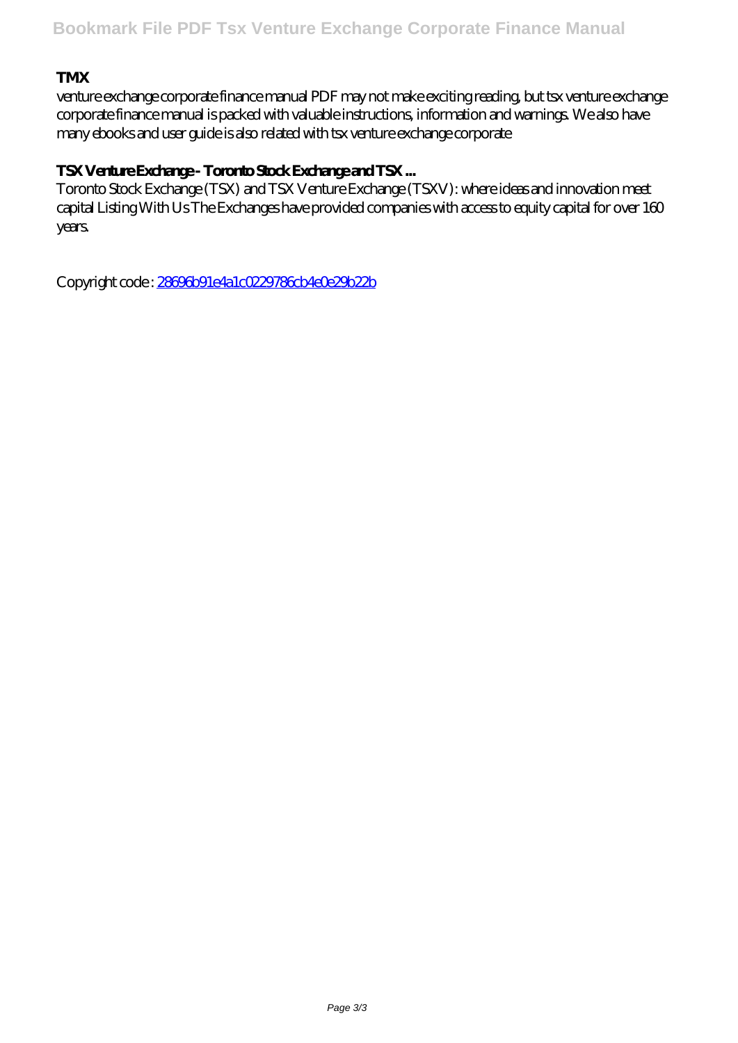**TMX**

venture exchange corporate finance manual PDF may not make exciting reading, but tsx venture exchange corporate finance manual is packed with valuable instructions, information and warnings. We also have many ebooks and user guide is also related with tsx venture exchange corporate

**TSX Venture Exchange - Toronto Stock Exchange and TSX ...**

Toronto Stock Exchange (TSX) and TSX Venture Exchange (TSXV): where ideas and innovation meet capital Listing With Us The Exchanges have provided companies with access to equity capital for over 160 years.

Copyright code : 28696b91e4a1c0229786cb4e0e29b22b